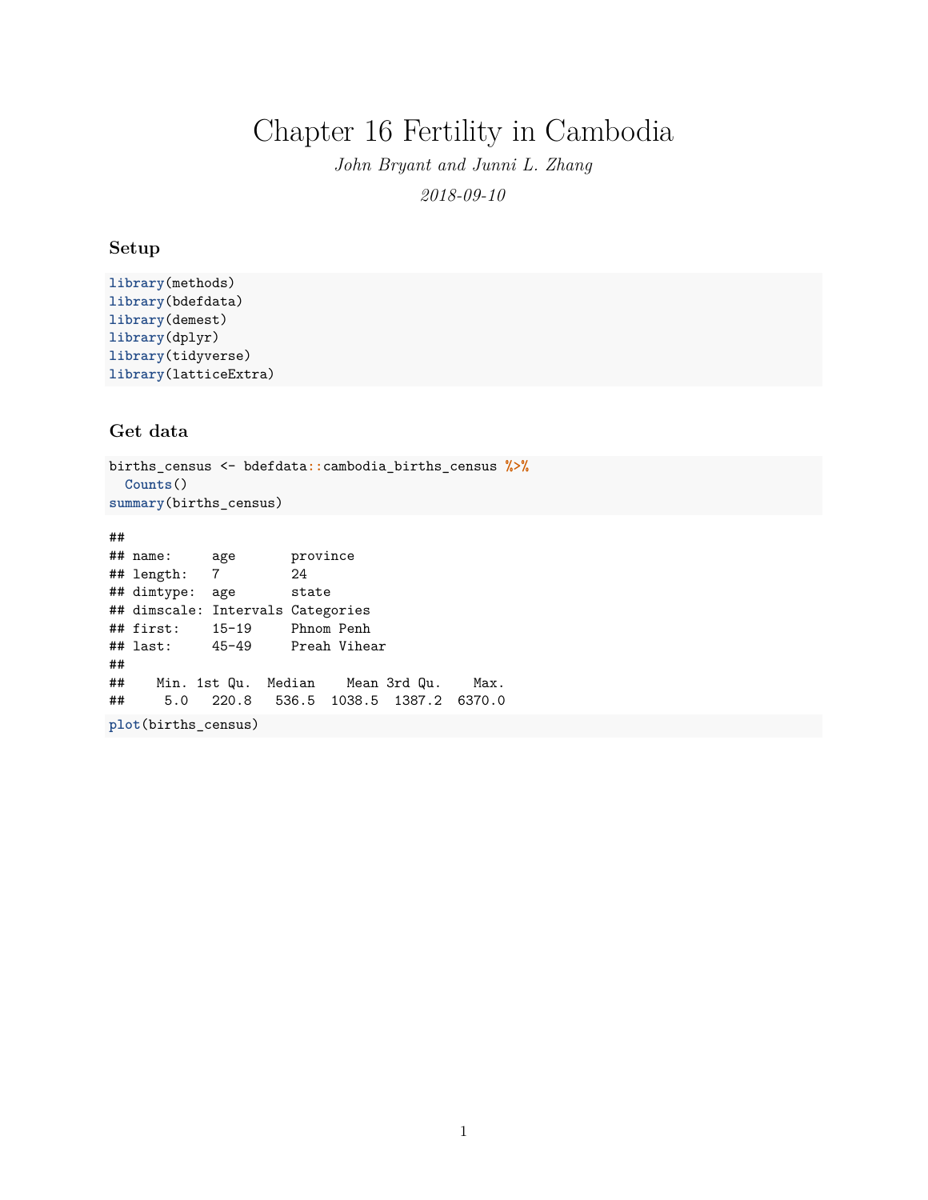# Chapter 16 Fertility in Cambodia

*John Bryant and Junni L. Zhang*

*2018-09-10*

### Setup

```
library(methods)
library(bdefdata)
library(demest)
library(dplyr)
library(tidyverse)
library(latticeExtra)
```

### Get data

```
births_census <- bdefdata::cambodia_births_census %>%
  Counts()
summary(births_census)
```

```
##
## name:     age       province
## length:   7         24
## dimtype:  age       state
## dimscale: Intervals Categories
## first:    15-19     Phnom Penh
## last:     45-49     Preah Vihear
##
##    Min. 1st Qu.  Median    Mean 3rd Qu.    Max.
##     5.0   220.8   536.5  1038.5  1387.2  6370.0
```

```
plot(births_census)
```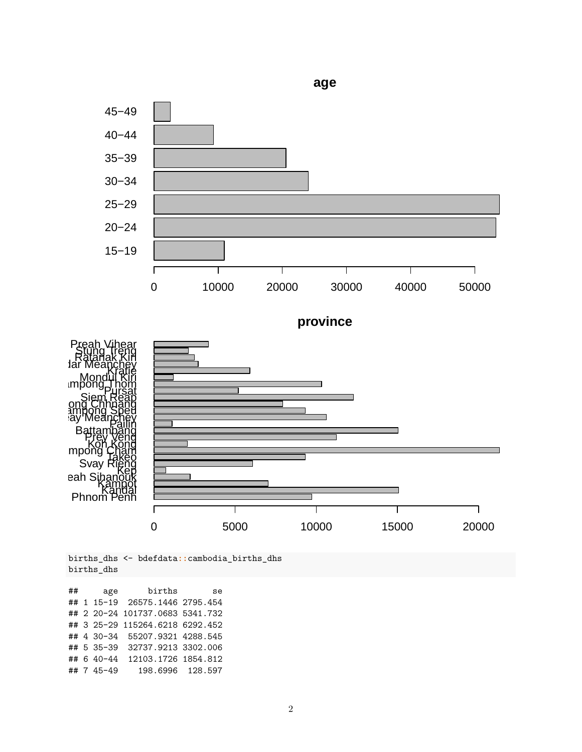```r
births_dhs <- bdefdata::cambodia_births_dhs
births_dhs
```

```
##     age      births       se
## 1 15-19  26575.1446 2795.454
## 2 20-24 101737.0683 5341.732
## 3 25-29 115264.6218 6292.452
## 4 30-34  55207.9321 4288.545
## 5 35-39  32737.9213 3302.006
## 6 40-44  12103.1726 1854.812
## 7 45-49    198.6996  128.597
```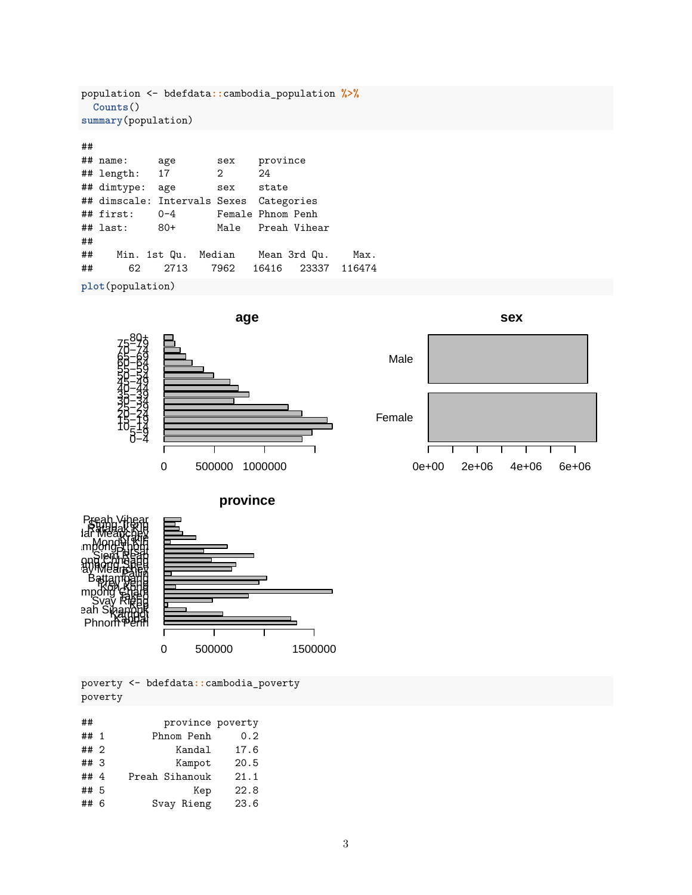```r
population <- bdefdata::cambodia_population %>%
  Counts()
summary(population)
```

```
##
## name:      age       sex    province
## length:    17        2      24
## dimtype:   age       sex    state
## dimscale: Intervals Sexes  Categories
## first:     0-4       Female Phnom Penh
## last:      80+       Male   Preah Vihear
##
##    Min. 1st Qu.  Median    Mean 3rd Qu.    Max.
##      62    2713    7962   16416   23337  116474
```

```r
plot(population)
```

```r
poverty <- bdefdata::cambodia_poverty
poverty
```

```
##          province poverty
## 1      Phnom Penh     0.2
## 2          Kandal    17.6
## 3          Kampot    20.5
## 4  Preah Sihanouk    21.1
## 5             Kep    22.8
## 6      Svay Rieng    23.6
```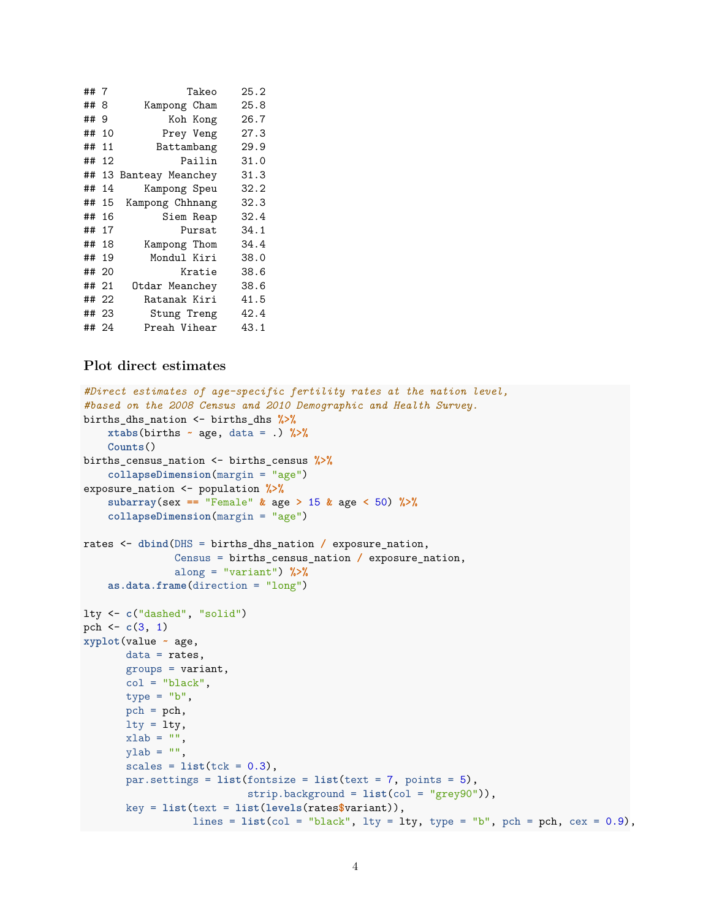```
## 7             Takeo    25.2
## 8      Kampong Cham    25.8
## 9          Koh Kong    26.7
## 10        Prey Veng    27.3
## 11       Battambang    29.9
## 12           Pailin    31.0
## 13 Banteay Meanchey    31.3
## 14     Kampong Speu    32.2
## 15  Kampong Chhnang    32.3
## 16        Siem Reap    32.4
## 17           Pursat    34.1
## 18     Kampong Thom    34.4
## 19      Mondul Kiri    38.0
## 20           Kratie    38.6
## 21   Otdar Meanchey    38.6
## 22     Ratanak Kiri    41.5
## 23      Stung Treng    42.4
## 24     Preah Vihear    43.1
```

### Plot direct estimates

```
#Direct estimates of age-specific fertility rates at the nation level,
#based on the 2008 Census and 2010 Demographic and Health Survey.
births_dhs_nation <- births_dhs %>%
    xtabs(births ~ age, data = .) %>%
    Counts()
births_census_nation <- births_census %>%
    collapseDimension(margin = "age")
exposure_nation <- population %>%
    subarray(sex == "Female" & age > 15 & age < 50) %>%
    collapseDimension(margin = "age")

rates <- dbind(DHS = births_dhs_nation / exposure_nation,
               Census = births_census_nation / exposure_nation,
               along = "variant") %>%
    as.data.frame(direction = "long")

lty <- c("dashed", "solid")
pch <- c(3, 1)
xyplot(value ~ age,
       data = rates,
       groups = variant,
       col = "black",
       type = "b",
       pch = pch,
       lty = lty,
       xlab = "",
       ylab = "",
       scales = list(tck = 0.3),
       par.settings = list(fontsize = list(text = 7, points = 5),
                           strip.background = list(col = "grey90")),
       key = list(text = list(levels(rates$variant)),
                  lines = list(col = "black", lty = lty, type = "b", pch = pch, cex = 0.9),
```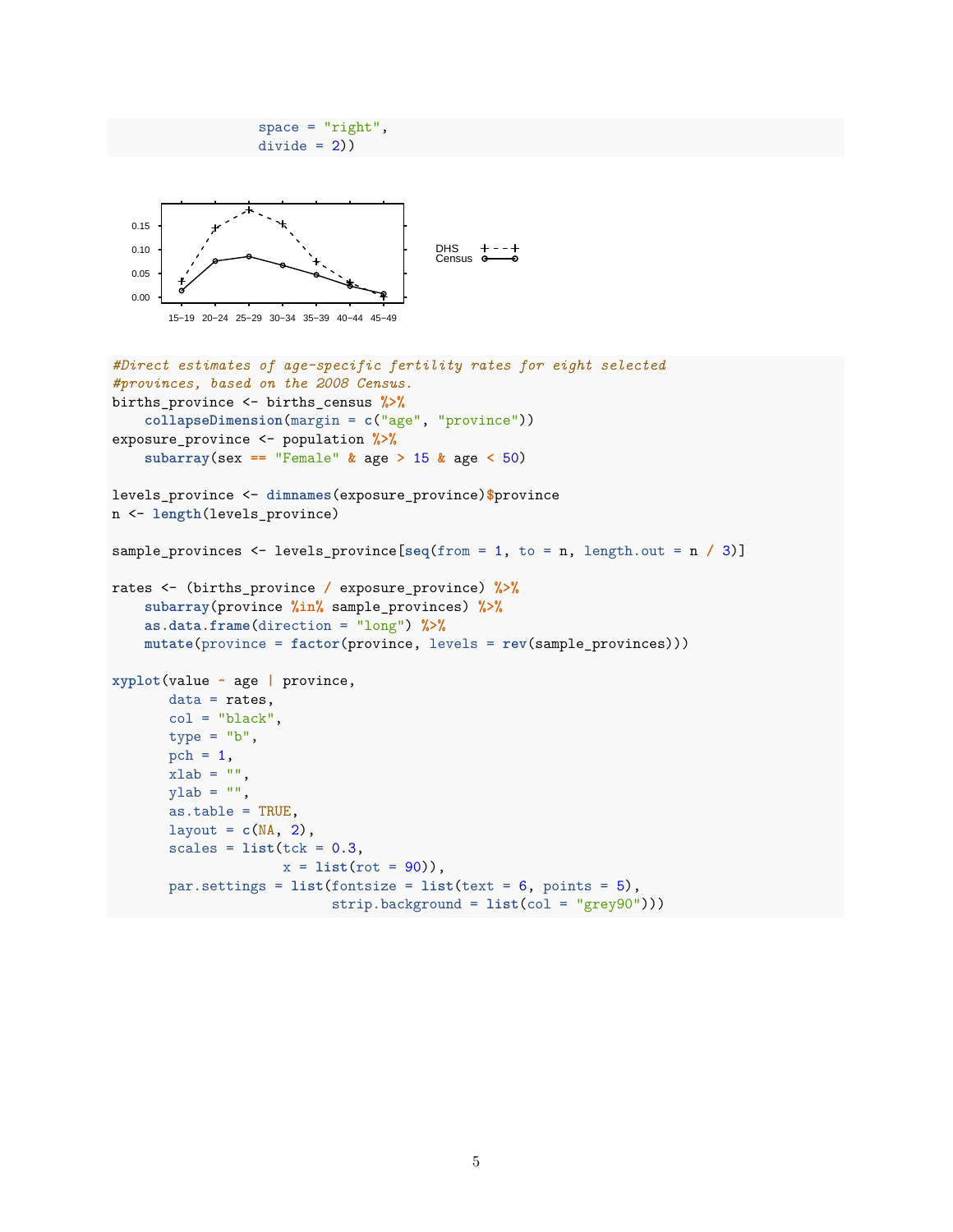```
                 space = "right",
                 divide = 2))
```

```
#Direct estimates of age-specific fertility rates for eight selected
#provinces, based on the 2008 Census.
births_province <- births_census %>%
    collapseDimension(margin = c("age", "province"))
exposure_province <- population %>%
    subarray(sex == "Female" & age > 15 & age < 50)

levels_province <- dimnames(exposure_province)$province
n <- length(levels_province)

sample_provinces <- levels_province[seq(from = 1, to = n, length.out = n / 3)]

rates <- (births_province / exposure_province) %>%
    subarray(province %in% sample_provinces) %>%
    as.data.frame(direction = "long") %>%
    mutate(province = factor(province, levels = rev(sample_provinces)))

xyplot(value ~ age | province,
       data = rates,
       col = "black",
       type = "b",
       pch = 1,
       xlab = "",
       ylab = "",
       as.table = TRUE,
       layout = c(NA, 2),
       scales = list(tck = 0.3,
                     x = list(rot = 90)),
       par.settings = list(fontsize = list(text = 6, points = 5),
                           strip.background = list(col = "grey90")))
```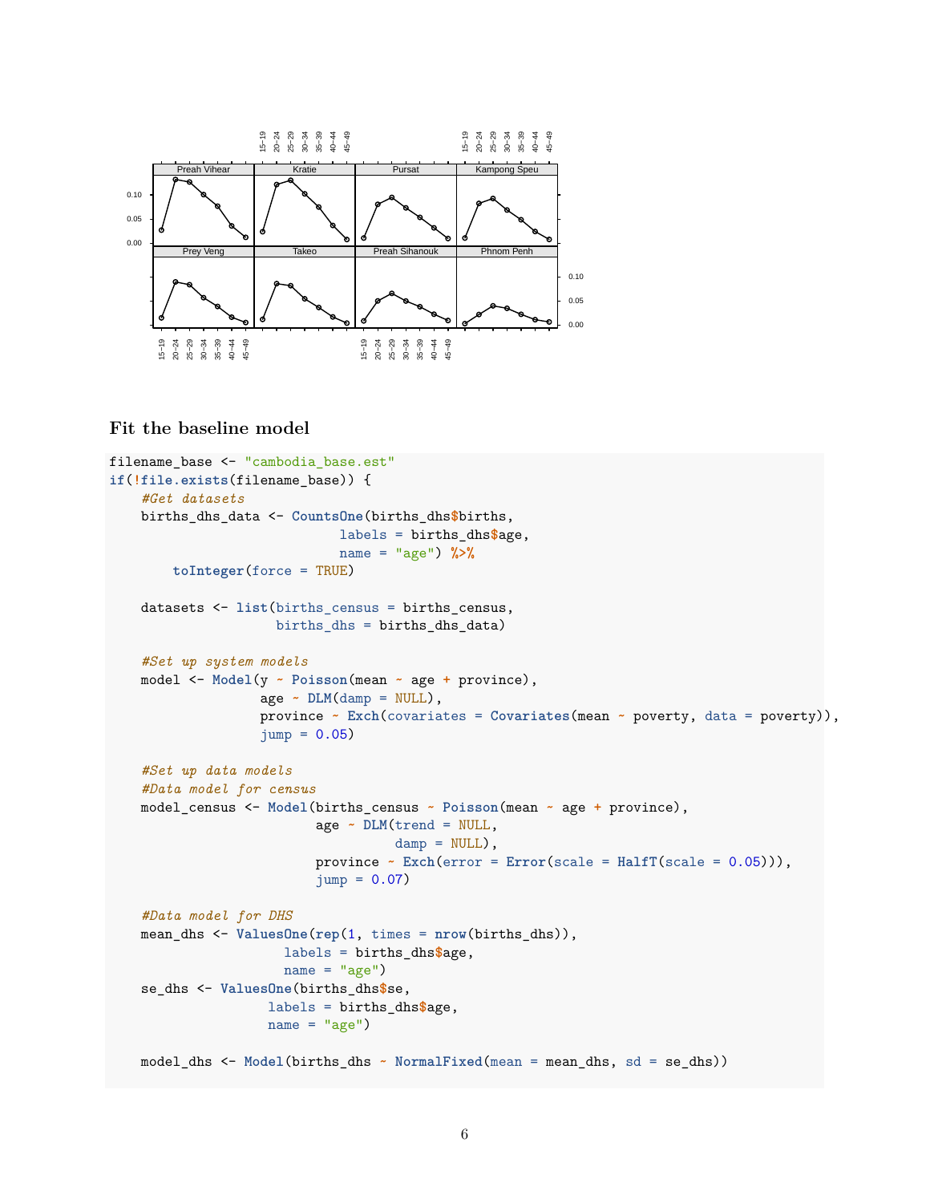## Fit the baseline model

```
filename_base <- "cambodia_base.est"
if(!file.exists(filename_base)) {
    #Get datasets
    births_dhs_data <- CountsOne(births_dhs$births,
                                 labels = births_dhs$age,
                                 name = "age") %>%
        toInteger(force = TRUE)

    datasets <- list(births_census = births_census,
                     births_dhs = births_dhs_data)

    #Set up system models
    model <- Model(y ~ Poisson(mean ~ age + province),
                   age ~ DLM(damp = NULL),
                   province ~ Exch(covariates = Covariates(mean ~ poverty, data = poverty)),
                   jump = 0.05)

    #Set up data models
    #Data model for census
    model_census <- Model(births_census ~ Poisson(mean ~ age + province),
                          age ~ DLM(trend = NULL,
                                    damp = NULL),
                          province ~ Exch(error = Error(scale = HalfT(scale = 0.05))),
                          jump = 0.07)

    #Data model for DHS
    mean_dhs <- ValuesOne(rep(1, times = nrow(births_dhs)),
                          labels = births_dhs$age,
                          name = "age")
    se_dhs <- ValuesOne(births_dhs$se,
                        labels = births_dhs$age,
                        name = "age")

    model_dhs <- Model(births_dhs ~ NormalFixed(mean = mean_dhs, sd = se_dhs))
```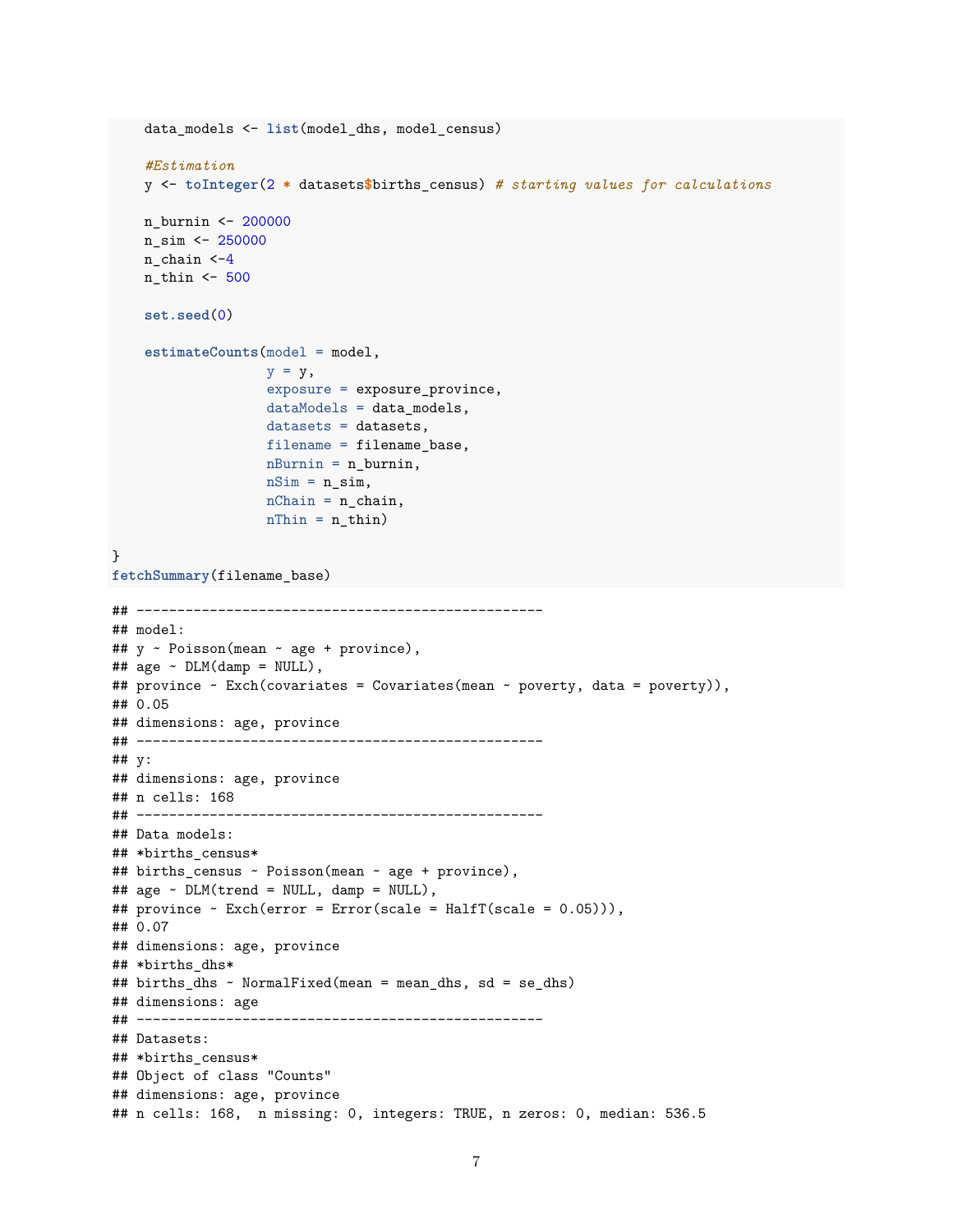```r
    data_models <- list(model_dhs, model_census)

    #Estimation
    y <- toInteger(2 * datasets$births_census) # starting values for calculations

    n_burnin <- 200000
    n_sim <- 250000
    n_chain <-4
    n_thin <- 500

    set.seed(0)

    estimateCounts(model = model,
                   y = y,
                   exposure = exposure_province,
                   dataModels = data_models,
                   datasets = datasets,
                   filename = filename_base,
                   nBurnin = n_burnin,
                   nSim = n_sim,
                   nChain = n_chain,
                   nThin = n_thin)

}
fetchSummary(filename_base)
```

```
## --------------------------------------------------
## model:
## y ~ Poisson(mean ~ age + province),
## age ~ DLM(damp = NULL),
## province ~ Exch(covariates = Covariates(mean ~ poverty, data = poverty)),
## 0.05
## dimensions: age, province
## --------------------------------------------------
## y:
## dimensions: age, province
## n cells: 168
## --------------------------------------------------
## Data models:
## *births_census*
## births_census ~ Poisson(mean ~ age + province),
## age ~ DLM(trend = NULL, damp = NULL),
## province ~ Exch(error = Error(scale = HalfT(scale = 0.05))),
## 0.07
## dimensions: age, province
## *births_dhs*
## births_dhs ~ NormalFixed(mean = mean_dhs, sd = se_dhs)
## dimensions: age
## --------------------------------------------------
## Datasets:
## *births_census*
## Object of class "Counts"
## dimensions: age, province
## n cells: 168,  n missing: 0, integers: TRUE, n zeros: 0, median: 536.5
```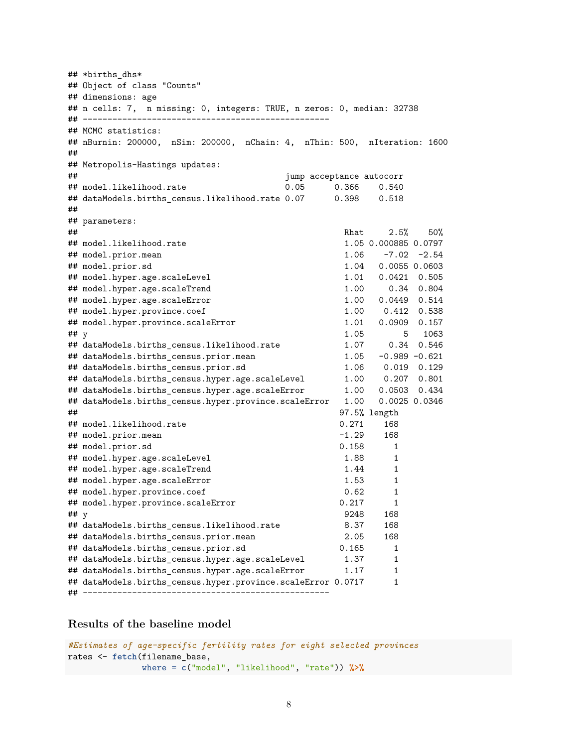```
## *births_dhs*
## Object of class "Counts"
## dimensions: age
## n cells: 7,  n missing: 0, integers: TRUE, n zeros: 0, median: 32738
## --------------------------------------------------
## MCMC statistics:
## nBurnin: 200000,  nSim: 200000,  nChain: 4,  nThin: 500,  nIteration: 1600
##
## Metropolis-Hastings updates:
##                                           jump acceptance autocorr
## model.likelihood.rate                     0.05      0.366    0.540
## dataModels.births_census.likelihood.rate 0.07      0.398    0.518
##
## parameters:
##                                                     Rhat     2.5%    50%
## model.likelihood.rate                               1.05 0.000885 0.0797
## model.prior.mean                                    1.06    -7.02  -2.54
## model.prior.sd                                      1.04   0.0055 0.0603
## model.hyper.age.scaleLevel                          1.01   0.0421  0.505
## model.hyper.age.scaleTrend                          1.00     0.34  0.804
## model.hyper.age.scaleError                          1.00   0.0449  0.514
## model.hyper.province.coef                           1.00    0.412  0.538
## model.hyper.province.scaleError                     1.01   0.0909  0.157
## y                                                   1.05        5   1063
## dataModels.births_census.likelihood.rate            1.07     0.34  0.546
## dataModels.births_census.prior.mean                 1.05   -0.989 -0.621
## dataModels.births_census.prior.sd                   1.06    0.019  0.129
## dataModels.births_census.hyper.age.scaleLevel       1.00    0.207  0.801
## dataModels.births_census.hyper.age.scaleError       1.00   0.0503  0.434
## dataModels.births_census.hyper.province.scaleError  1.00   0.0025 0.0346
##                                                    97.5% length
## model.likelihood.rate                              0.271    168
## model.prior.mean                                   -1.29    168
## model.prior.sd                                     0.158      1
## model.hyper.age.scaleLevel                          1.88      1
## model.hyper.age.scaleTrend                          1.44      1
## model.hyper.age.scaleError                          1.53      1
## model.hyper.province.coef                           0.62      1
## model.hyper.province.scaleError                    0.217      1
## y                                                   9248    168
## dataModels.births_census.likelihood.rate            8.37    168
## dataModels.births_census.prior.mean                 2.05    168
## dataModels.births_census.prior.sd                  0.165      1
## dataModels.births_census.hyper.age.scaleLevel       1.37      1
## dataModels.births_census.hyper.age.scaleError       1.17      1
## dataModels.births_census.hyper.province.scaleError 0.0717      1
## --------------------------------------------------
```

### Results of the baseline model

```
#Estimates of age-specific fertility rates for eight selected provinces
rates <- fetch(filename_base,
               where = c("model", "likelihood", "rate")) %>%
```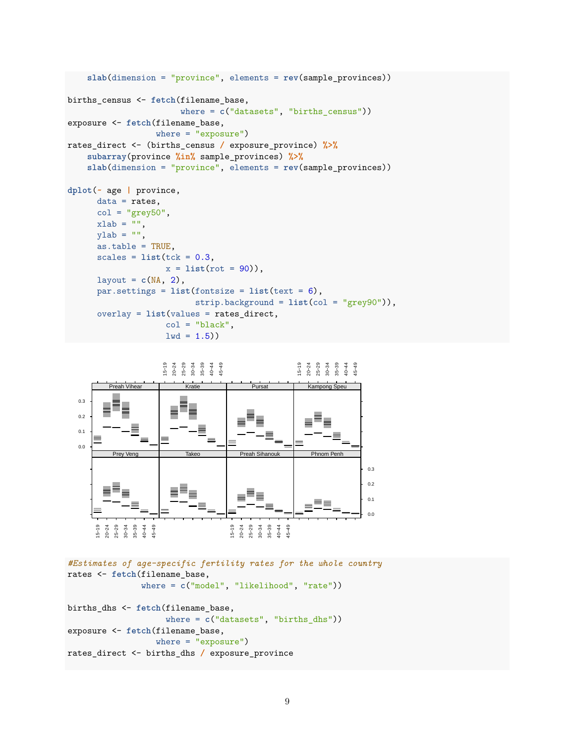```
    slab(dimension = "province", elements = rev(sample_provinces))

births_census <- fetch(filename_base,
                       where = c("datasets", "births_census"))
exposure <- fetch(filename_base,
                  where = "exposure")
rates_direct <- (births_census / exposure_province) %>%
    subarray(province %in% sample_provinces) %>%
    slab(dimension = "province", elements = rev(sample_provinces))

dplot(~ age | province,
      data = rates,
      col = "grey50",
      xlab = "",
      ylab = "",
      as.table = TRUE,
      scales = list(tck = 0.3,
                    x = list(rot = 90)),
      layout = c(NA, 2),
      par.settings = list(fontsize = list(text = 6),
                          strip.background = list(col = "grey90")),
      overlay = list(values = rates_direct,
                     col = "black",
                     lwd = 1.5))
```

```
#Estimates of age-specific fertility rates for the whole country
rates <- fetch(filename_base,
               where = c("model", "likelihood", "rate"))

births_dhs <- fetch(filename_base,
                    where = c("datasets", "births_dhs"))
exposure <- fetch(filename_base,
                  where = "exposure")
rates_direct <- births_dhs / exposure_province
```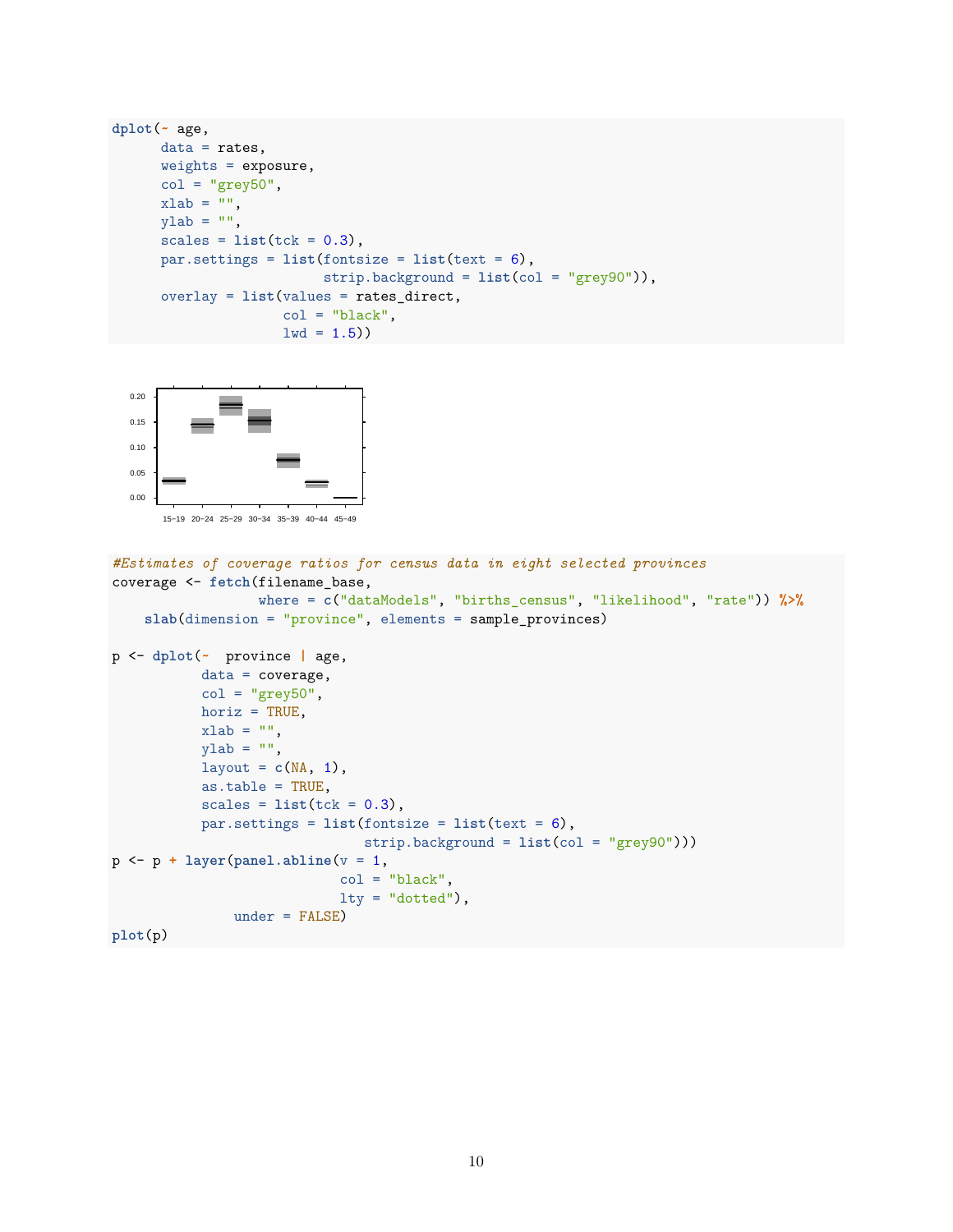```r
dplot(~ age,
      data = rates,
      weights = exposure,
      col = "grey50",
      xlab = "",
      ylab = "",
      scales = list(tck = 0.3),
      par.settings = list(fontsize = list(text = 6),
                          strip.background = list(col = "grey90")),
      overlay = list(values = rates_direct,
                     col = "black",
                     lwd = 1.5))
```

```r
#Estimates of coverage ratios for census data in eight selected provinces
coverage <- fetch(filename_base,
                  where = c("dataModels", "births_census", "likelihood", "rate")) %>%
    slab(dimension = "province", elements = sample_provinces)

p <- dplot(~  province | age,
           data = coverage,
           col = "grey50",
           horiz = TRUE,
           xlab = "",
           ylab = "",
           layout = c(NA, 1),
           as.table = TRUE,
           scales = list(tck = 0.3),
           par.settings = list(fontsize = list(text = 6),
                               strip.background = list(col = "grey90")))
p <- p + layer(panel.abline(v = 1,
                            col = "black",
                            lty = "dotted"),
               under = FALSE)
plot(p)
```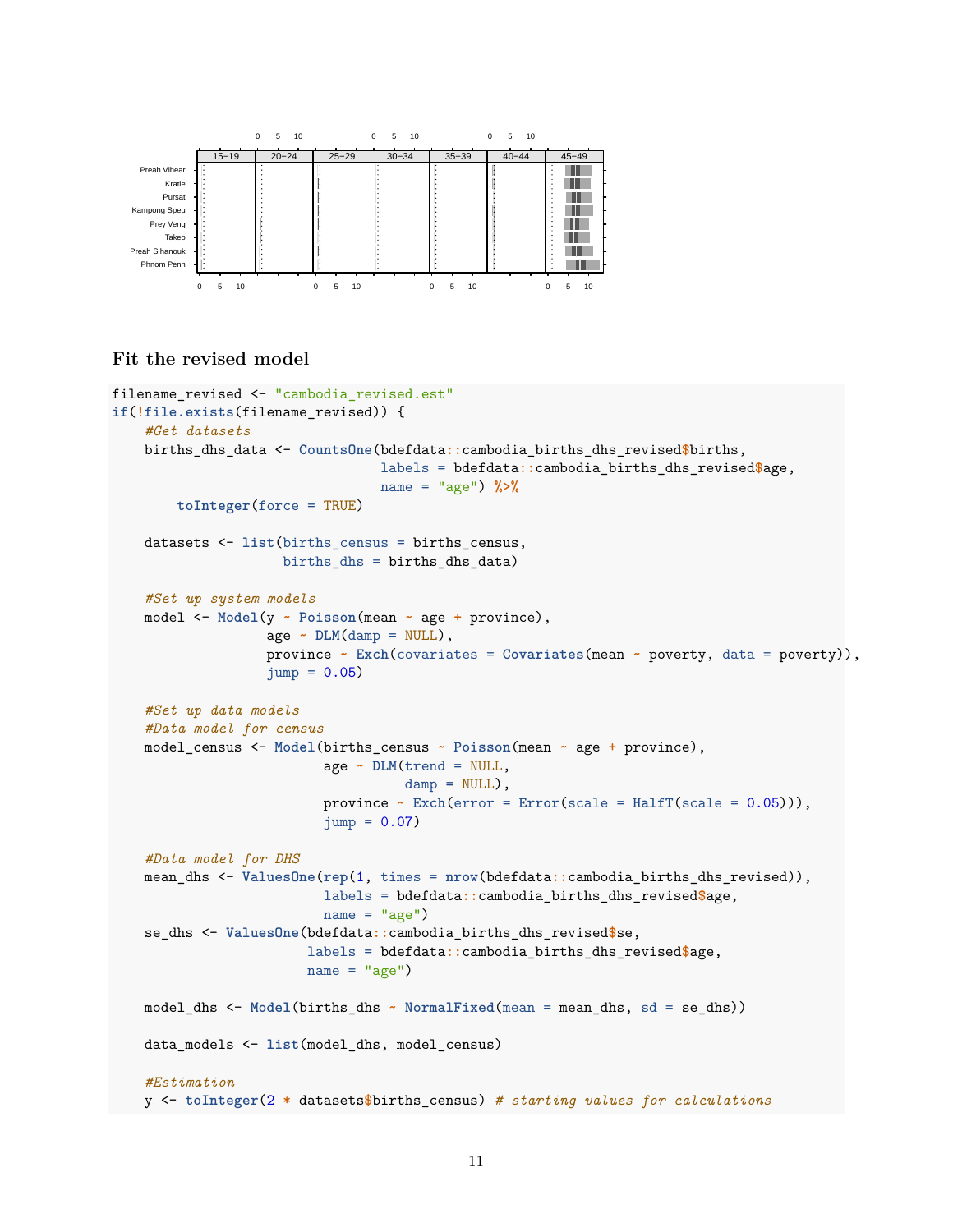## Fit the revised model

```
filename_revised <- "cambodia_revised.est"
if(!file.exists(filename_revised)) {
    #Get datasets
    births_dhs_data <- CountsOne(bdefdata::cambodia_births_dhs_revised$births,
                                 labels = bdefdata::cambodia_births_dhs_revised$age,
                                 name = "age") %>%
        toInteger(force = TRUE)

    datasets <- list(births_census = births_census,
                     births_dhs = births_dhs_data)

    #Set up system models
    model <- Model(y ~ Poisson(mean ~ age + province),
                   age ~ DLM(damp = NULL),
                   province ~ Exch(covariates = Covariates(mean ~ poverty, data = poverty)),
                   jump = 0.05)

    #Set up data models
    #Data model for census
    model_census <- Model(births_census ~ Poisson(mean ~ age + province),
                          age ~ DLM(trend = NULL,
                                    damp = NULL),
                          province ~ Exch(error = Error(scale = HalfT(scale = 0.05))),
                          jump = 0.07)

    #Data model for DHS
    mean_dhs <- ValuesOne(rep(1, times = nrow(bdefdata::cambodia_births_dhs_revised)),
                          labels = bdefdata::cambodia_births_dhs_revised$age,
                          name = "age")
    se_dhs <- ValuesOne(bdefdata::cambodia_births_dhs_revised$se,
                        labels = bdefdata::cambodia_births_dhs_revised$age,
                        name = "age")

    model_dhs <- Model(births_dhs ~ NormalFixed(mean = mean_dhs, sd = se_dhs))

    data_models <- list(model_dhs, model_census)

    #Estimation
    y <- toInteger(2 * datasets$births_census) # starting values for calculations
```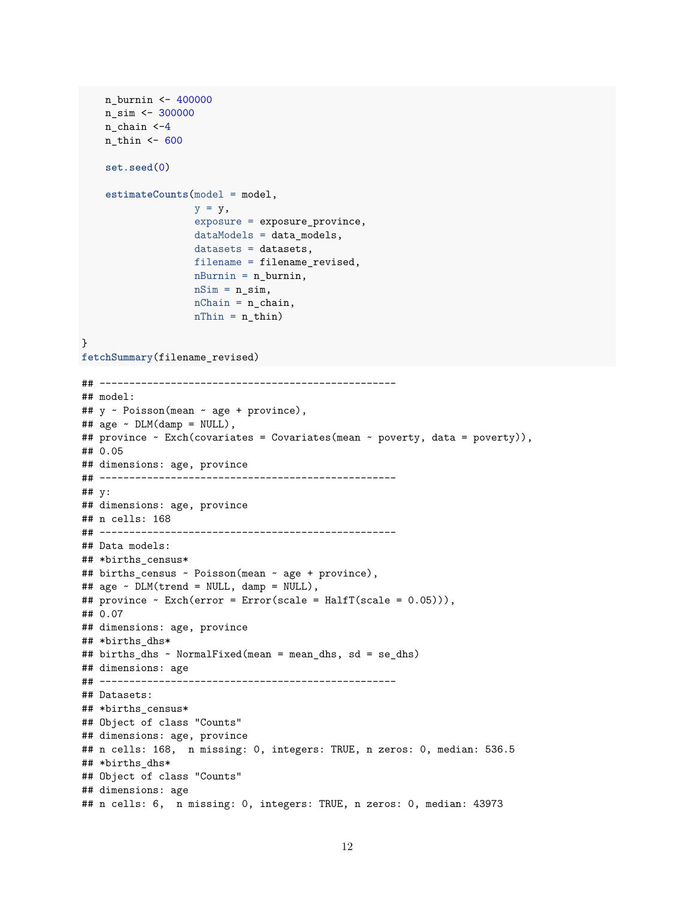```r
    n_burnin <- 400000
    n_sim <- 300000
    n_chain <-4
    n_thin <- 600

    set.seed(0)

    estimateCounts(model = model,
                   y = y,
                   exposure = exposure_province,
                   dataModels = data_models,
                   datasets = datasets,
                   filename = filename_revised,
                   nBurnin = n_burnin,
                   nSim = n_sim,
                   nChain = n_chain,
                   nThin = n_thin)

}
fetchSummary(filename_revised)
```

```
## --------------------------------------------------
## model:
## y ~ Poisson(mean ~ age + province),
## age ~ DLM(damp = NULL),
## province ~ Exch(covariates = Covariates(mean ~ poverty, data = poverty)),
## 0.05
## dimensions: age, province
## --------------------------------------------------
## y:
## dimensions: age, province
## n cells: 168
## --------------------------------------------------
## Data models:
## *births_census*
## births_census ~ Poisson(mean ~ age + province),
## age ~ DLM(trend = NULL, damp = NULL),
## province ~ Exch(error = Error(scale = HalfT(scale = 0.05))),
## 0.07
## dimensions: age, province
## *births_dhs*
## births_dhs ~ NormalFixed(mean = mean_dhs, sd = se_dhs)
## dimensions: age
## --------------------------------------------------
## Datasets:
## *births_census*
## Object of class "Counts"
## dimensions: age, province
## n cells: 168,  n missing: 0, integers: TRUE, n zeros: 0, median: 536.5
## *births_dhs*
## Object of class "Counts"
## dimensions: age
## n cells: 6,  n missing: 0, integers: TRUE, n zeros: 0, median: 43973
```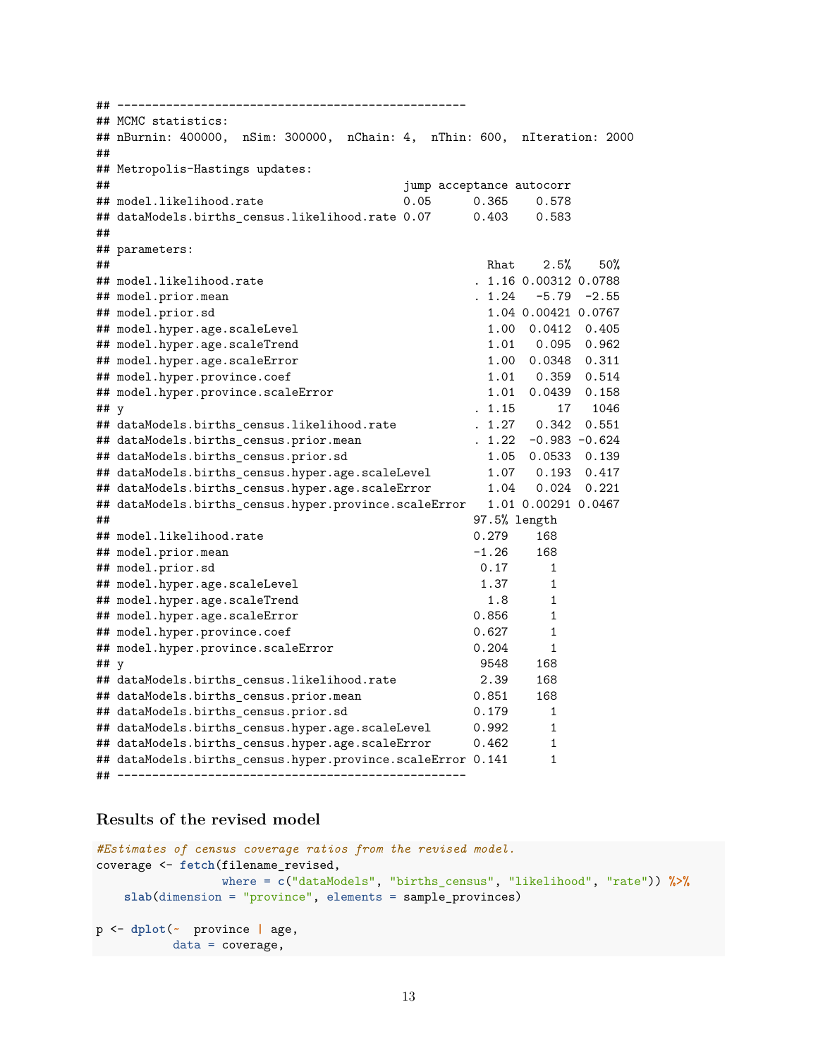```
## --------------------------------------------------
## MCMC statistics:
## nBurnin: 400000,  nSim: 300000,  nChain: 4,  nThin: 600,  nIteration: 2000
##
## Metropolis-Hastings updates:
##                                           jump acceptance autocorr
## model.likelihood.rate                     0.05      0.365    0.578
## dataModels.births_census.likelihood.rate 0.07      0.403    0.583
##
## parameters:
##                                                     Rhat    2.5%    50%
## model.likelihood.rate                             . 1.16 0.00312 0.0788
## model.prior.mean                                  . 1.24   -5.79  -2.55
## model.prior.sd                                      1.04 0.00421 0.0767
## model.hyper.age.scaleLevel                          1.00  0.0412  0.405
## model.hyper.age.scaleTrend                          1.01   0.095  0.962
## model.hyper.age.scaleError                          1.00  0.0348  0.311
## model.hyper.province.coef                           1.01   0.359  0.514
## model.hyper.province.scaleError                     1.01  0.0439  0.158
## y                                                 . 1.15      17   1046
## dataModels.births_census.likelihood.rate          . 1.27   0.342  0.551
## dataModels.births_census.prior.mean               . 1.22  -0.983 -0.624
## dataModels.births_census.prior.sd                   1.05  0.0533  0.139
## dataModels.births_census.hyper.age.scaleLevel       1.07   0.193  0.417
## dataModels.births_census.hyper.age.scaleError       1.04   0.024  0.221
## dataModels.births_census.hyper.province.scaleError  1.01 0.00291 0.0467
##                                                   97.5% length
## model.likelihood.rate                             0.279    168
## model.prior.mean                                  -1.26    168
## model.prior.sd                                     0.17      1
## model.hyper.age.scaleLevel                         1.37      1
## model.hyper.age.scaleTrend                          1.8      1
## model.hyper.age.scaleError                        0.856      1
## model.hyper.province.coef                         0.627      1
## model.hyper.province.scaleError                   0.204      1
## y                                                  9548    168
## dataModels.births_census.likelihood.rate           2.39    168
## dataModels.births_census.prior.mean               0.851    168
## dataModels.births_census.prior.sd                 0.179      1
## dataModels.births_census.hyper.age.scaleLevel     0.992      1
## dataModels.births_census.hyper.age.scaleError     0.462      1
## dataModels.births_census.hyper.province.scaleError 0.141      1
## --------------------------------------------------
```

### Results of the revised model

```
#Estimates of census coverage ratios from the revised model.
coverage <- fetch(filename_revised,
                  where = c("dataModels", "births_census", "likelihood", "rate")) %>%
    slab(dimension = "province", elements = sample_provinces)

p <- dplot(~  province | age,
           data = coverage,
```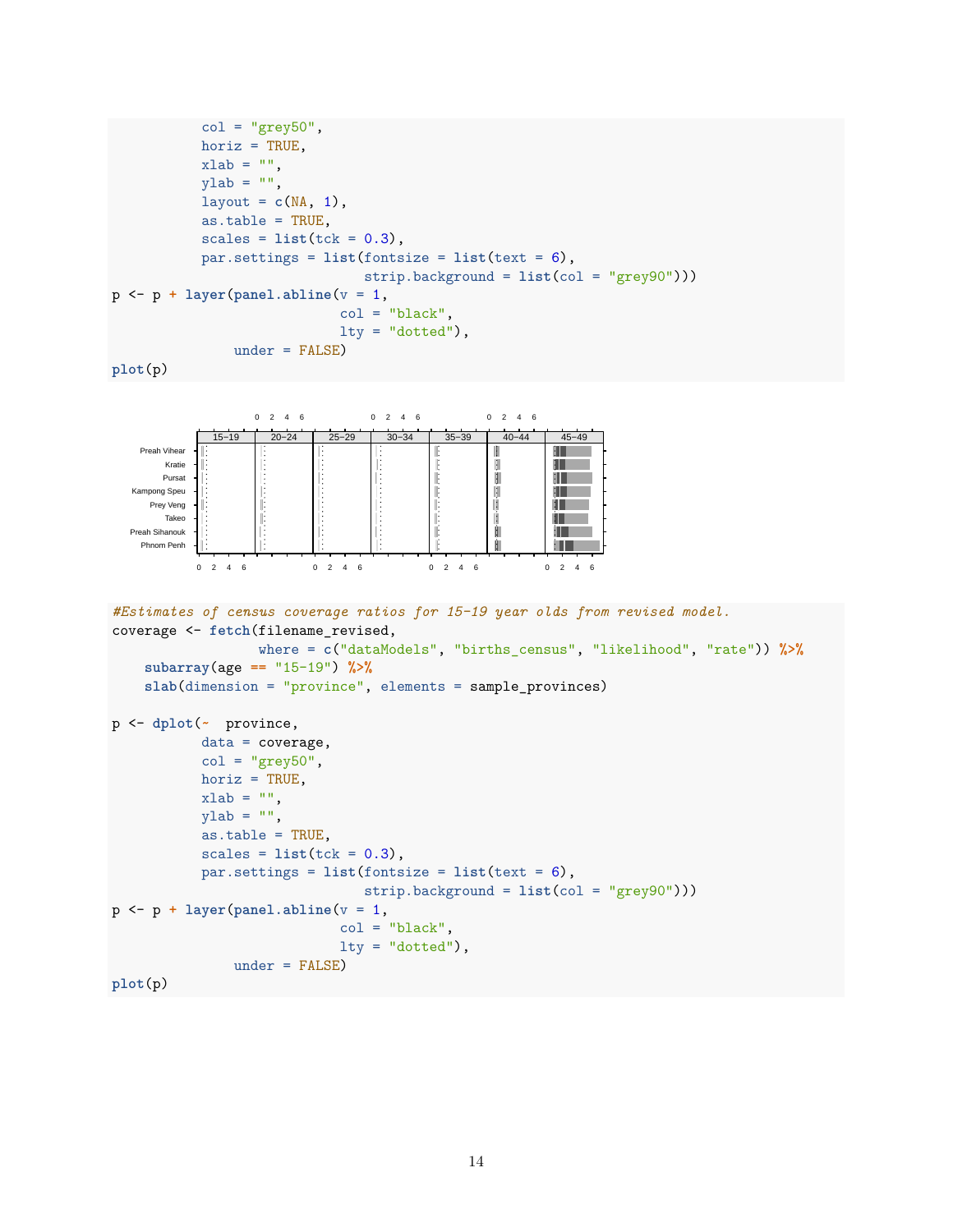```r
          col = "grey50",
          horiz = TRUE,
          xlab = "",
          ylab = "",
          layout = c(NA, 1),
          as.table = TRUE,
          scales = list(tck = 0.3),
          par.settings = list(fontsize = list(text = 6),
                              strip.background = list(col = "grey90")))
p <- p + layer(panel.abline(v = 1,
                            col = "black",
                            lty = "dotted"),
               under = FALSE)
plot(p)
```

```r
#Estimates of census coverage ratios for 15-19 year olds from revised model.
coverage <- fetch(filename_revised,
                  where = c("dataModels", "births_census", "likelihood", "rate")) %>%
    subarray(age == "15-19") %>%
    slab(dimension = "province", elements = sample_provinces)

p <- dplot(~  province,
          data = coverage,
          col = "grey50",
          horiz = TRUE,
          xlab = "",
          ylab = "",
          as.table = TRUE,
          scales = list(tck = 0.3),
          par.settings = list(fontsize = list(text = 6),
                              strip.background = list(col = "grey90")))
p <- p + layer(panel.abline(v = 1,
                            col = "black",
                            lty = "dotted"),
               under = FALSE)
plot(p)
```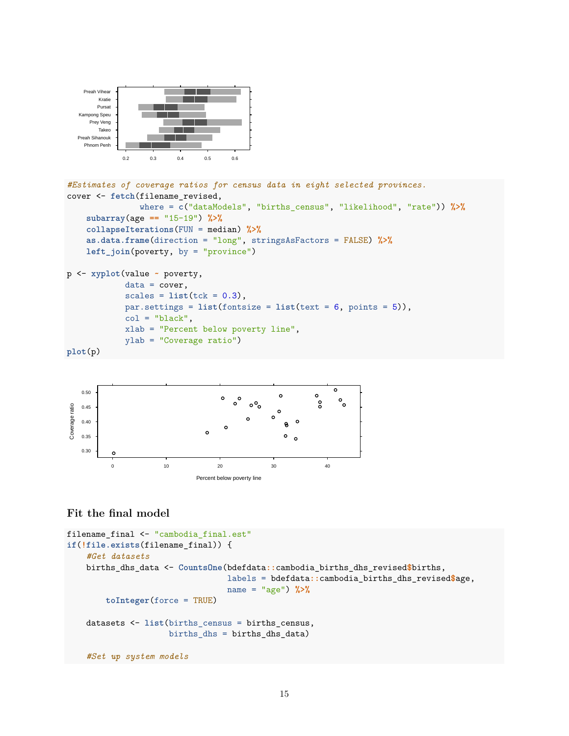```
#Estimates of coverage ratios for census data in eight selected provinces.
cover <- fetch(filename_revised,
               where = c("dataModels", "births_census", "likelihood", "rate")) %>%
    subarray(age == "15-19") %>%
    collapseIterations(FUN = median) %>%
    as.data.frame(direction = "long", stringsAsFactors = FALSE) %>%
    left_join(poverty, by = "province")

p <- xyplot(value ~ poverty,
            data = cover,
            scales = list(tck = 0.3),
            par.settings = list(fontsize = list(text = 6, points = 5)),
            col = "black",
            xlab = "Percent below poverty line",
            ylab = "Coverage ratio")
plot(p)
```

## Fit the final model

```
filename_final <- "cambodia_final.est"
if(!file.exists(filename_final)) {
    #Get datasets
    births_dhs_data <- CountsOne(bdefdata::cambodia_births_dhs_revised$births,
                                 labels = bdefdata::cambodia_births_dhs_revised$age,
                                 name = "age") %>%
        toInteger(force = TRUE)

    datasets <- list(births_census = births_census,
                     births_dhs = births_dhs_data)

    #Set up system models
```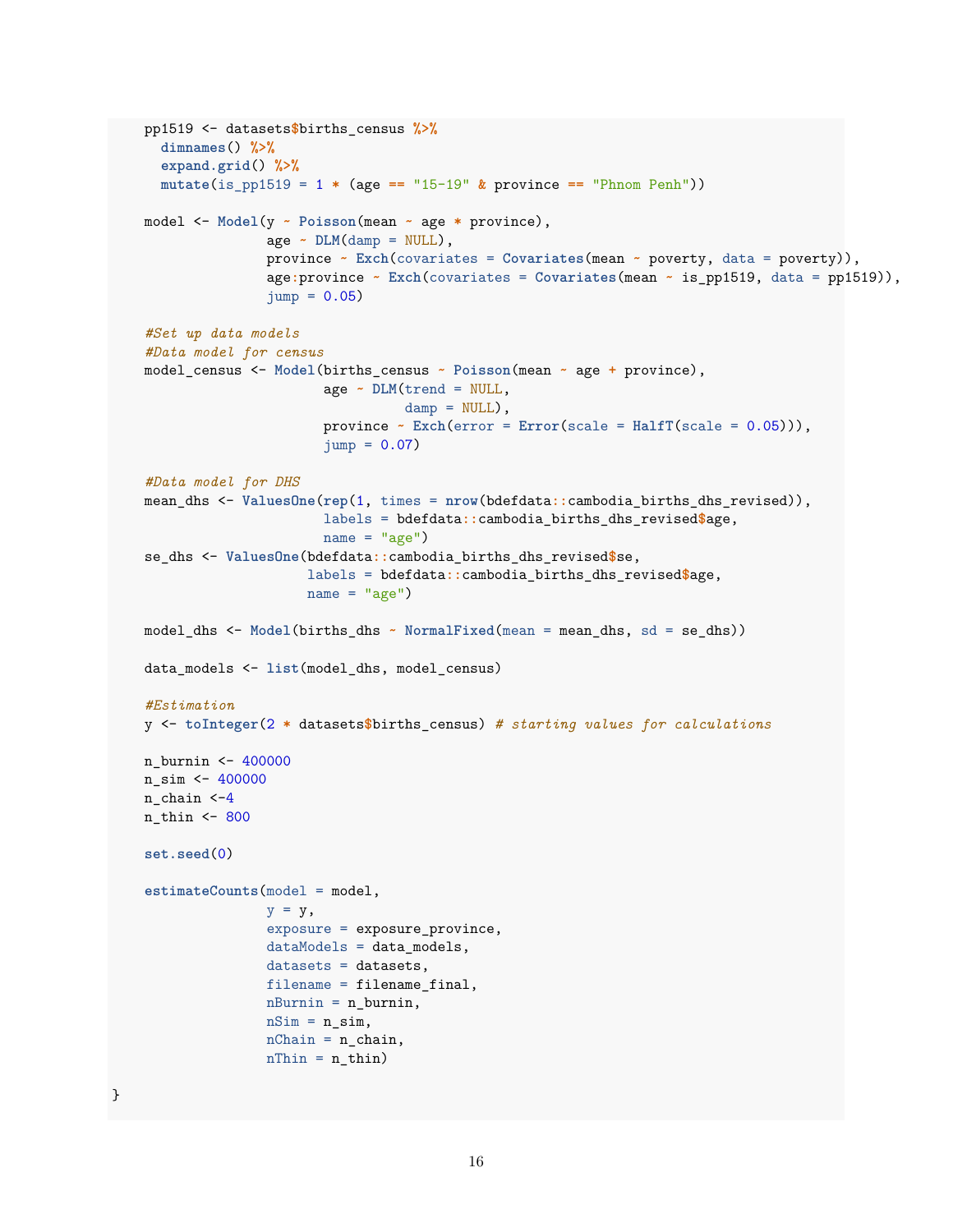```
    pp1519 <- datasets$births_census %>%
      dimnames() %>%
      expand.grid() %>%
      mutate(is_pp1519 = 1 * (age == "15-19" & province == "Phnom Penh"))

    model <- Model(y ~ Poisson(mean ~ age * province),
                   age ~ DLM(damp = NULL),
                   province ~ Exch(covariates = Covariates(mean ~ poverty, data = poverty)),
                   age:province ~ Exch(covariates = Covariates(mean ~ is_pp1519, data = pp1519)),
                   jump = 0.05)

    #Set up data models
    #Data model for census
    model_census <- Model(births_census ~ Poisson(mean ~ age + province),
                          age ~ DLM(trend = NULL,
                                    damp = NULL),
                          province ~ Exch(error = Error(scale = HalfT(scale = 0.05))),
                          jump = 0.07)

    #Data model for DHS
    mean_dhs <- ValuesOne(rep(1, times = nrow(bdefdata::cambodia_births_dhs_revised)),
                          labels = bdefdata::cambodia_births_dhs_revised$age,
                          name = "age")
    se_dhs <- ValuesOne(bdefdata::cambodia_births_dhs_revised$se,
                        labels = bdefdata::cambodia_births_dhs_revised$age,
                        name = "age")

    model_dhs <- Model(births_dhs ~ NormalFixed(mean = mean_dhs, sd = se_dhs))

    data_models <- list(model_dhs, model_census)

    #Estimation
    y <- toInteger(2 * datasets$births_census) # starting values for calculations

    n_burnin <- 400000
    n_sim <- 400000
    n_chain <-4
    n_thin <- 800

    set.seed(0)

    estimateCounts(model = model,
                   y = y,
                   exposure = exposure_province,
                   dataModels = data_models,
                   datasets = datasets,
                   filename = filename_final,
                   nBurnin = n_burnin,
                   nSim = n_sim,
                   nChain = n_chain,
                   nThin = n_thin)

}
```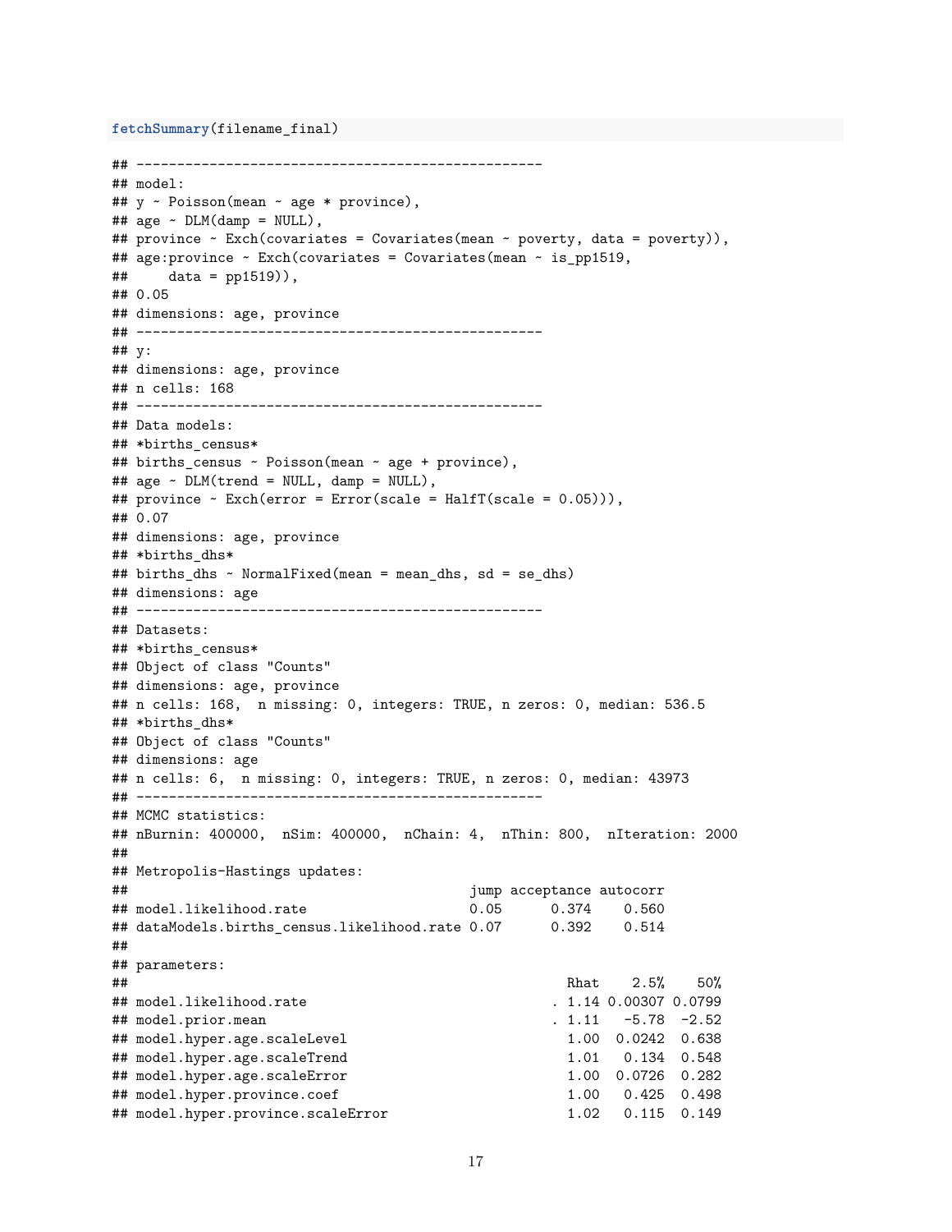```r
fetchSummary(filename_final)
```

```
## --------------------------------------------------
## model:
## y ~ Poisson(mean ~ age * province),
## age ~ DLM(damp = NULL),
## province ~ Exch(covariates = Covariates(mean ~ poverty, data = poverty)),
## age:province ~ Exch(covariates = Covariates(mean ~ is_pp1519,
##     data = pp1519)),
## 0.05
## dimensions: age, province
## --------------------------------------------------
## y:
## dimensions: age, province
## n cells: 168
## --------------------------------------------------
## Data models:
## *births_census*
## births_census ~ Poisson(mean ~ age + province),
## age ~ DLM(trend = NULL, damp = NULL),
## province ~ Exch(error = Error(scale = HalfT(scale = 0.05))),
## 0.07
## dimensions: age, province
## *births_dhs*
## births_dhs ~ NormalFixed(mean = mean_dhs, sd = se_dhs)
## dimensions: age
## --------------------------------------------------
## Datasets:
## *births_census*
## Object of class "Counts"
## dimensions: age, province
## n cells: 168,  n missing: 0, integers: TRUE, n zeros: 0, median: 536.5
## *births_dhs*
## Object of class "Counts"
## dimensions: age
## n cells: 6,  n missing: 0, integers: TRUE, n zeros: 0, median: 43973
## --------------------------------------------------
## MCMC statistics:
## nBurnin: 400000,  nSim: 400000,  nChain: 4,  nThin: 800,  nIteration: 2000
##
## Metropolis-Hastings updates:
##                                           jump acceptance autocorr
## model.likelihood.rate                     0.05      0.374    0.560
## dataModels.births_census.likelihood.rate 0.07      0.392    0.514
##
## parameters:
##                                                  Rhat    2.5%    50%
## model.likelihood.rate                          . 1.14 0.00307 0.0799
## model.prior.mean                               . 1.11   -5.78  -2.52
## model.hyper.age.scaleLevel                       1.00  0.0242  0.638
## model.hyper.age.scaleTrend                       1.01   0.134  0.548
## model.hyper.age.scaleError                       1.00  0.0726  0.282
## model.hyper.province.coef                        1.00   0.425  0.498
## model.hyper.province.scaleError                  1.02   0.115  0.149
```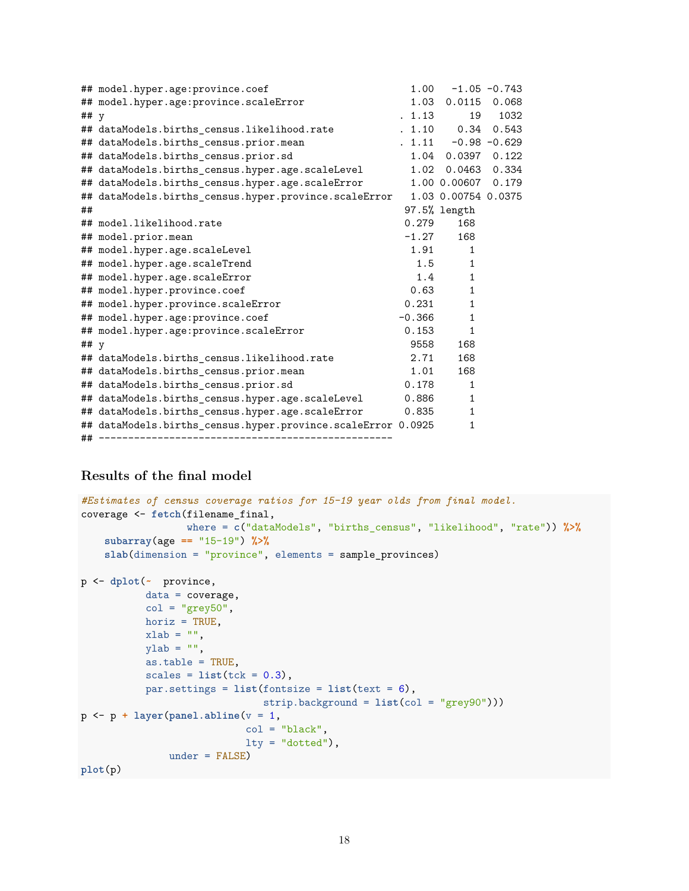```
## model.hyper.age:province.coef                          1.00   -1.05 -0.743
## model.hyper.age:province.scaleError                    1.03  0.0115  0.068
## y                                                    . 1.13      19   1032
## dataModels.births_census.likelihood.rate             . 1.10    0.34  0.543
## dataModels.births_census.prior.mean                  . 1.11   -0.98 -0.629
## dataModels.births_census.prior.sd                      1.04  0.0397  0.122
## dataModels.births_census.hyper.age.scaleLevel          1.02  0.0463  0.334
## dataModels.births_census.hyper.age.scaleError          1.00 0.00607  0.179
## dataModels.births_census.hyper.province.scaleError     1.03 0.00754 0.0375
##                                                       97.5% length
## model.likelihood.rate                                 0.279    168
## model.prior.mean                                      -1.27    168
## model.hyper.age.scaleLevel                             1.91      1
## model.hyper.age.scaleTrend                              1.5      1
## model.hyper.age.scaleError                              1.4      1
## model.hyper.province.coef                              0.63      1
## model.hyper.province.scaleError                       0.231      1
## model.hyper.age:province.coef                        -0.366      1
## model.hyper.age:province.scaleError                   0.153      1
## y                                                      9558    168
## dataModels.births_census.likelihood.rate               2.71    168
## dataModels.births_census.prior.mean                    1.01    168
## dataModels.births_census.prior.sd                     0.178      1
## dataModels.births_census.hyper.age.scaleLevel         0.886      1
## dataModels.births_census.hyper.age.scaleError         0.835      1
## dataModels.births_census.hyper.province.scaleError 0.0925      1
## -------------------------------------------------
```

### Results of the final model

```
#Estimates of census coverage ratios for 15-19 year olds from final model.
coverage <- fetch(filename_final,
                  where = c("dataModels", "births_census", "likelihood", "rate")) %>%
    subarray(age == "15-19") %>%
    slab(dimension = "province", elements = sample_provinces)

p <- dplot(~  province,
           data = coverage,
           col = "grey50",
           horiz = TRUE,
           xlab = "",
           ylab = "",
           as.table = TRUE,
           scales = list(tck = 0.3),
           par.settings = list(fontsize = list(text = 6),
                               strip.background = list(col = "grey90")))
p <- p + layer(panel.abline(v = 1,
                            col = "black",
                            lty = "dotted"),
               under = FALSE)
plot(p)
```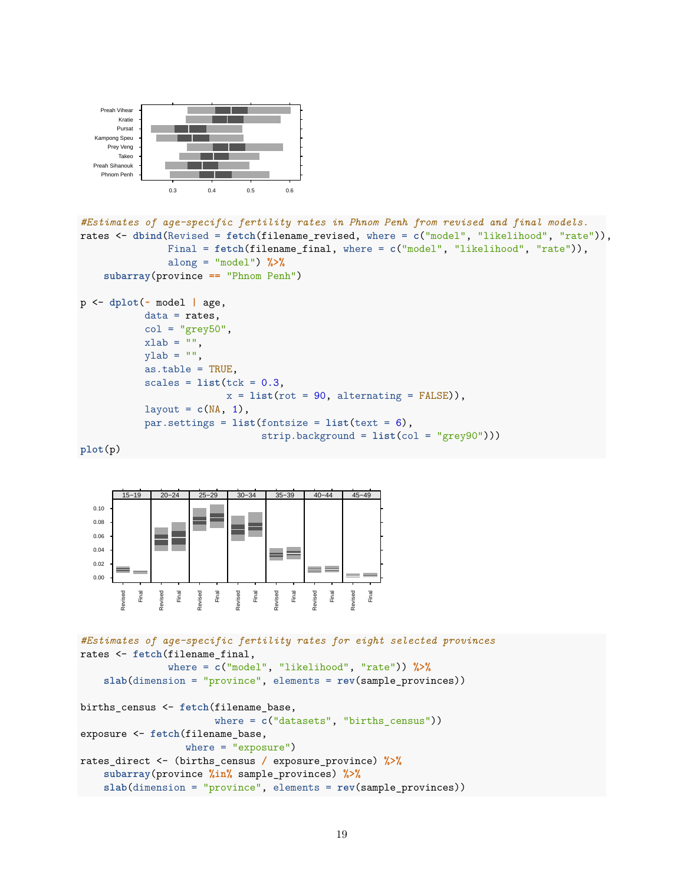```r
#Estimates of age-specific fertility rates in Phnom Penh from revised and final models.
rates <- dbind(Revised = fetch(filename_revised, where = c("model", "likelihood", "rate")),
               Final = fetch(filename_final, where = c("model", "likelihood", "rate")),
               along = "model") %>%
    subarray(province == "Phnom Penh")

p <- dplot(~ model | age,
           data = rates,
           col = "grey50",
           xlab = "",
           ylab = "",
           as.table = TRUE,
           scales = list(tck = 0.3,
                         x = list(rot = 90, alternating = FALSE)),
           layout = c(NA, 1),
           par.settings = list(fontsize = list(text = 6),
                               strip.background = list(col = "grey90")))
plot(p)
```

```r
#Estimates of age-specific fertility rates for eight selected provinces
rates <- fetch(filename_final,
               where = c("model", "likelihood", "rate")) %>%
    slab(dimension = "province", elements = rev(sample_provinces))

births_census <- fetch(filename_base,
                       where = c("datasets", "births_census"))
exposure <- fetch(filename_base,
                  where = "exposure")
rates_direct <- (births_census / exposure_province) %>%
    subarray(province %in% sample_provinces) %>%
    slab(dimension = "province", elements = rev(sample_provinces))
```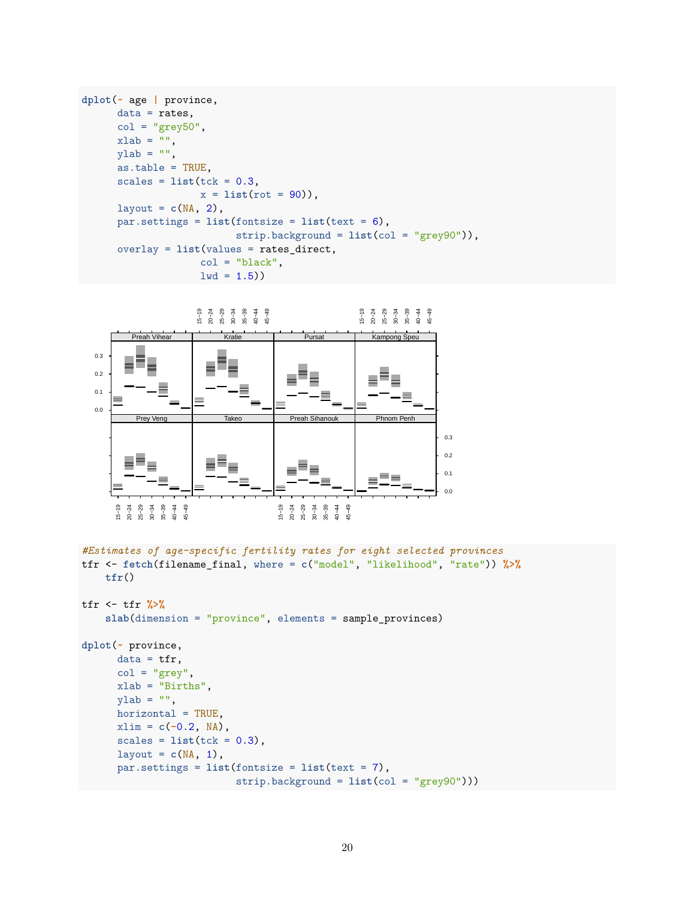```
dplot(~ age | province,
      data = rates,
      col = "grey50",
      xlab = "",
      ylab = "",
      as.table = TRUE,
      scales = list(tck = 0.3,
                    x = list(rot = 90)),
      layout = c(NA, 2),
      par.settings = list(fontsize = list(text = 6),
                          strip.background = list(col = "grey90")),
      overlay = list(values = rates_direct,
                    col = "black",
                    lwd = 1.5))
```

```
#Estimates of age-specific fertility rates for eight selected provinces
tfr <- fetch(filename_final, where = c("model", "likelihood", "rate")) %>%
    tfr()

tfr <- tfr %>%
    slab(dimension = "province", elements = sample_provinces)

dplot(~ province,
      data = tfr,
      col = "grey",
      xlab = "Births",
      ylab = "",
      horizontal = TRUE,
      xlim = c(-0.2, NA),
      scales = list(tck = 0.3),
      layout = c(NA, 1),
      par.settings = list(fontsize = list(text = 7),
                          strip.background = list(col = "grey90")))
```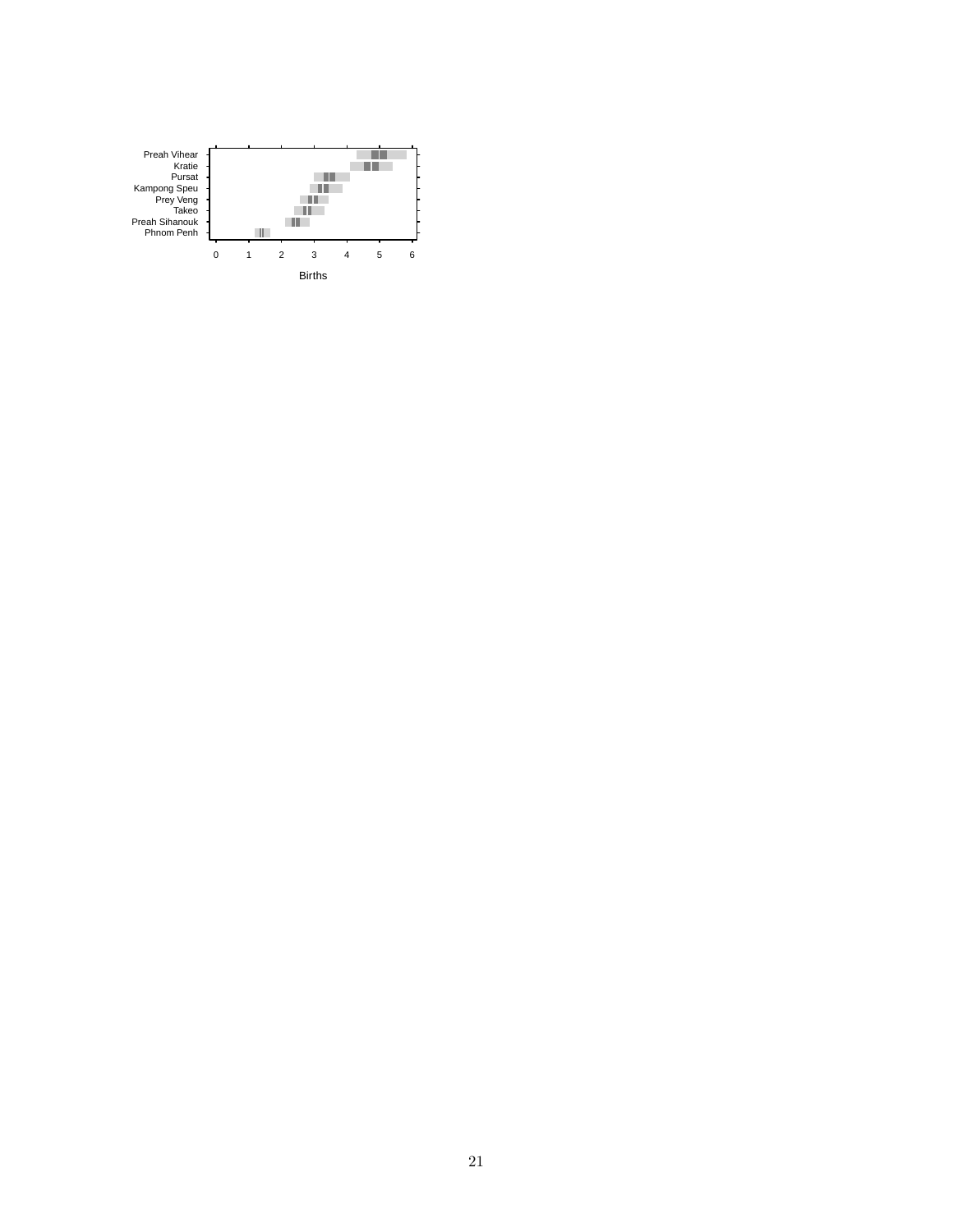Preah Vihear
Kratie
Pursat
Kampong Speu
Prey Veng
Takeo
Preah Sihanouk
Phnom Penh

0 1 2 3 4 5 6

Births